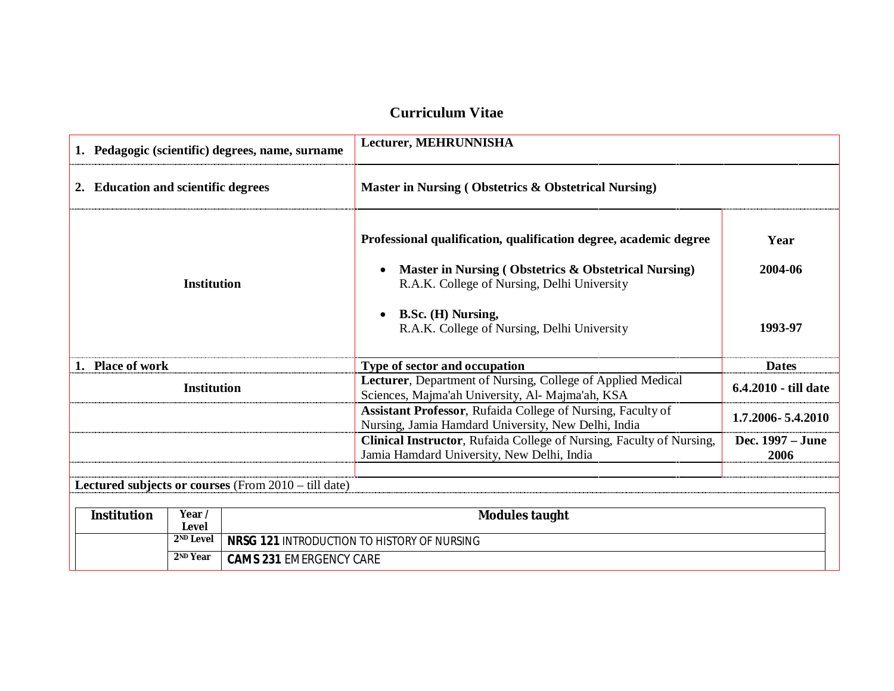# Curriculum Vitae

| | | |
|---|---|---|
| **1. Pedagogic (scientific) degrees, name, surname** | **Lecturer, MEHRUNNISHA** | |
| **2. Education and scientific degrees** | **Master in Nursing ( Obstetrics & Obstetrical Nursing)** | |
| **Institution** | **Professional qualification, qualification degree, academic degree** | **Year** |
| | • **Master in Nursing ( Obstetrics & Obstetrical Nursing)** R.A.K. College of Nursing, Delhi University | **2004-06** |
| | • **B.Sc. (H) Nursing,** R.A.K. College of Nursing, Delhi University | **1993-97** |
| **1. Place of work** | **Type of sector and occupation** | **Dates** |
| **Institution** | **Lecturer**, Department of Nursing, College of Applied Medical Sciences, Majma'ah University, Al- Majma'ah, KSA | **6.4.2010 - till date** |
| | **Assistant Professor**, Rufaida College of Nursing, Faculty of Nursing, Jamia Hamdard University, New Delhi, India | **1.7.2006- 5.4.2010** |
| | **Clinical Instructor**, Rufaida College of Nursing, Faculty of Nursing, Jamia Hamdard University, New Delhi, India | **Dec. 1997 – June 2006** |

**Lectured subjects or courses** (From 2010 – till date)

| Institution | Year / Level | Modules taught |
|---|---|---|
| | 2ND Level | **NRSG 121** INTRODUCTION TO HISTORY OF NURSING |
| | 2ND Year | **CAMS 231** EMERGENCY CARE |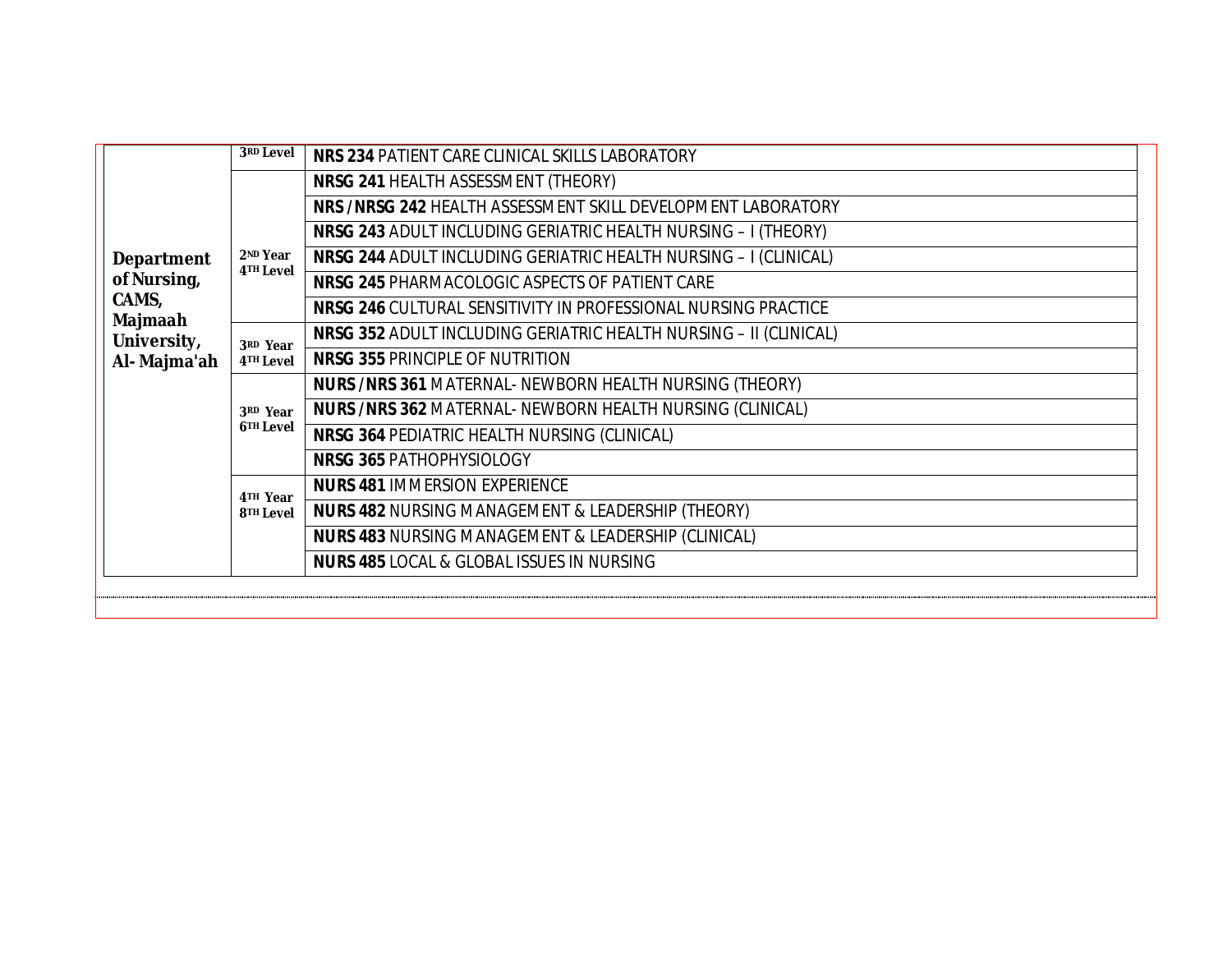| | | |
|---|---|---|
| **Department of Nursing, CAMS, Majmaah University, Al- Majma'ah** | **3RD Level** | **NRS 234** PATIENT CARE CLINICAL SKILLS LABORATORY |
| | **2ND Year 4TH Level** | **NRSG 241** HEALTH ASSESSMENT (THEORY) |
| | | **NRS /NRSG 242** HEALTH ASSESSMENT SKILL DEVELOPMENT LABORATORY |
| | | **NRSG 243** ADULT INCLUDING GERIATRIC HEALTH NURSING – I (THEORY) |
| | | **NRSG 244** ADULT INCLUDING GERIATRIC HEALTH NURSING – I (CLINICAL) |
| | | **NRSG 245** PHARMACOLOGIC ASPECTS OF PATIENT CARE |
| | | **NRSG 246** CULTURAL SENSITIVITY IN PROFESSIONAL NURSING PRACTICE |
| | **3RD Year 4TH Level** | **NRSG 352** ADULT INCLUDING GERIATRIC HEALTH NURSING – II (CLINICAL) |
| | | **NRSG 355** PRINCIPLE OF NUTRITION |
| | **3RD Year 6TH Level** | **NURS /NRS 361** MATERNAL- NEWBORN HEALTH NURSING (THEORY) |
| | | **NURS /NRS 362** MATERNAL- NEWBORN HEALTH NURSING (CLINICAL) |
| | | **NRSG 364** PEDIATRIC HEALTH NURSING (CLINICAL) |
| | | **NRSG 365** PATHOPHYSIOLOGY |
| | **4TH Year 8TH Level** | **NURS 481** IMMERSION EXPERIENCE |
| | | **NURS 482** NURSING MANAGEMENT & LEADERSHIP (THEORY) |
| | | **NURS 483** NURSING MANAGEMENT & LEADERSHIP (CLINICAL) |
| | | **NURS 485** LOCAL & GLOBAL ISSUES IN NURSING |